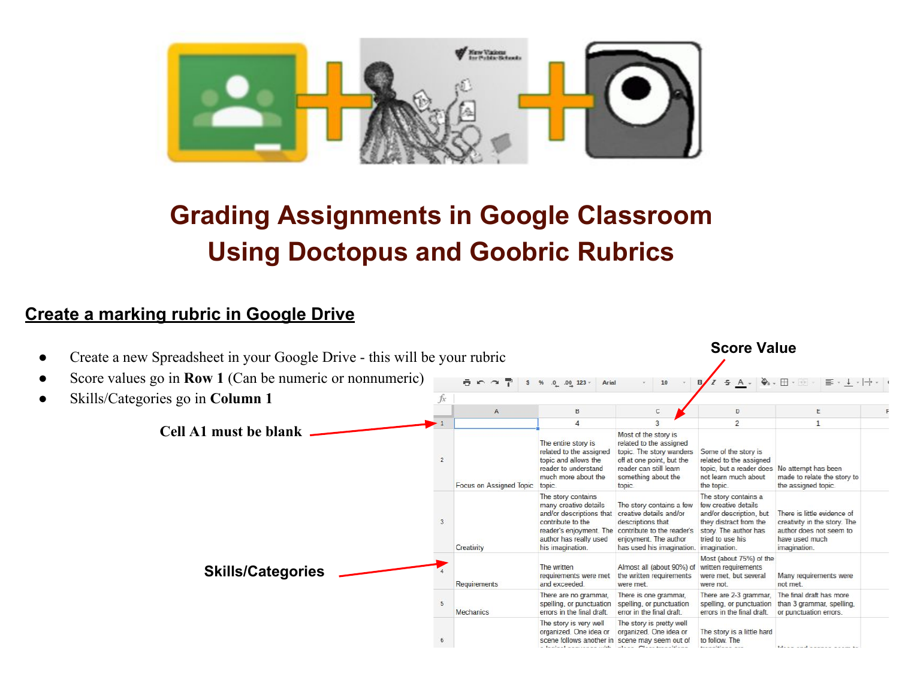# Grading Assignments in Google Classroom Using Doctopus and Goobric Rubrics

## Create a marking rubric in Google Drive

- Create a new Spreadsheet in your Google Drive - this will be your rubric
- Score values go in **Row 1** (Can be numeric or nonnumeric)
- Skills/Categories go in **Column 1**

**Cell A1 must be blank**

**Score Value**

**Skills/Categories**

| | A | B | C | D | E |
|---|---|---|---|---|---|
| 1 | | 4 | 3 | 2 | 1 |
| 2 | Focus on Assigned Topic | The entire story is related to the assigned topic and allows the reader to understand much more about the topic. | Most of the story is related to the assigned topic. The story wanders off at one point, but the reader can still learn something about the topic. | Some of the story is related to the assigned topic, but a reader does not learn much about the topic. | No attempt has been made to relate the story to the assigned topic. |
| 3 | Creativity | The story contains many creative details and/or descriptions that contribute to the reader's enjoyment. The author has really used his imagination. | The story contains a few creative details and/or descriptions that contribute to the reader's enjoyment. The author has used his imagination. | The story contains a few creative details and/or description, but they distract from the story. The author has tried to use his imagination. | There is little evidence of creativity in the story. The author does not seem to have used much imagination. |
| 4 | Requirements | The written requirements were met and exceeded. | Almost all (about 90%) of the written requirements were met. | Most (about 75%) of the written requirements were met, but several were not. | Many requirements were not met. |
| 5 | Mechanics | There are no grammar, spelling, or punctuation errors in the final draft. | There is one grammar, spelling, or punctuation error in the final draft. | There are 2-3 grammar, spelling, or punctuation errors in the final draft. | The final draft has more than 3 grammar, spelling, or punctuation errors. |
| 6 | | The story is very well organized. One idea or scene follows another in... | The story is pretty well organized. One idea or scene may seem out of... | The story is a little hard to follow. The... | |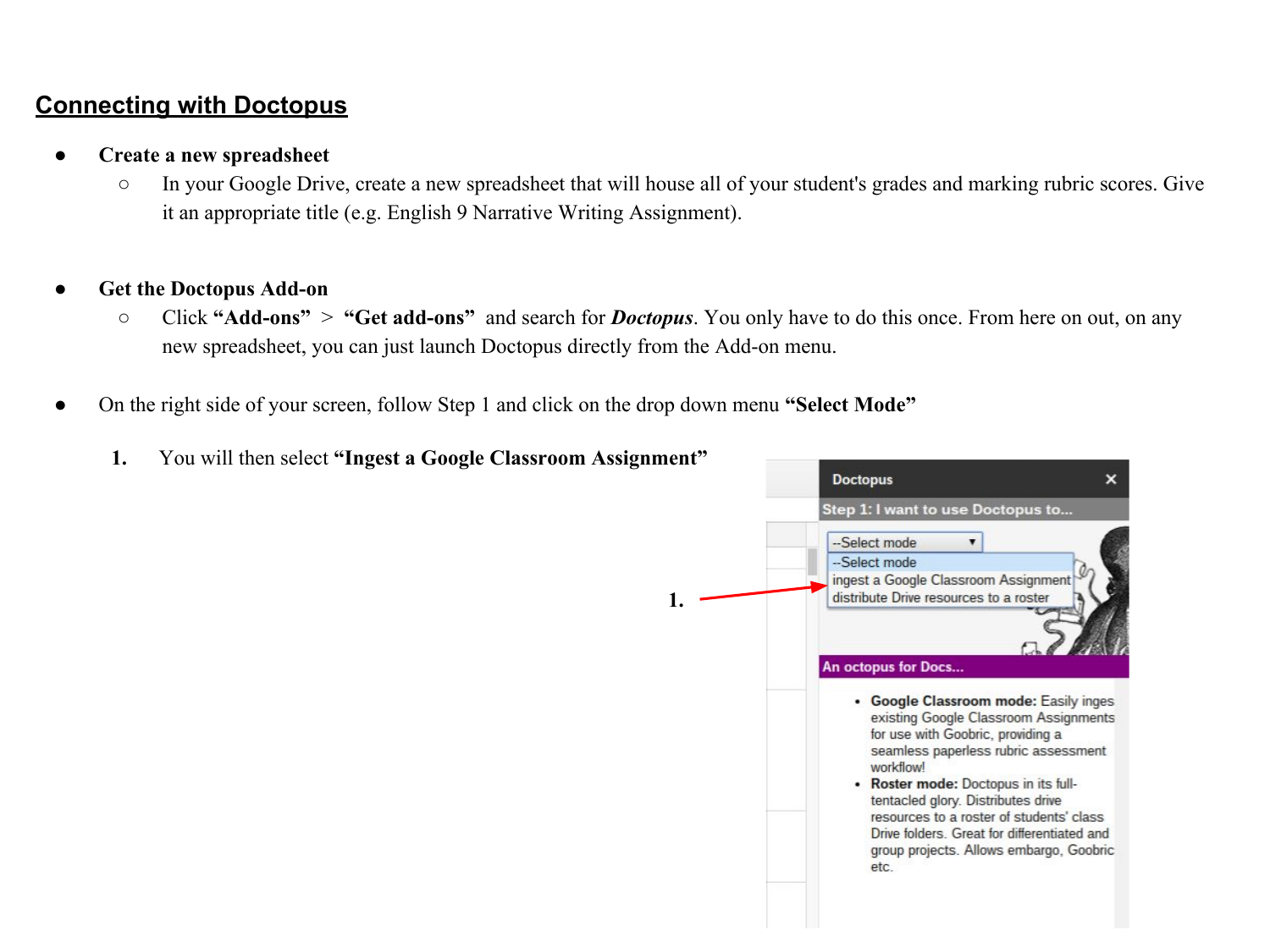## Connecting with Doctopus

- **Create a new spreadsheet**
  - In your Google Drive, create a new spreadsheet that will house all of your student's grades and marking rubric scores. Give it an appropriate title (e.g. English 9 Narrative Writing Assignment).

- **Get the Doctopus Add-on**
  - Click **"Add-ons"** > **"Get add-ons"** and search for ***Doctopus***. You only have to do this once. From here on out, on any new spreadsheet, you can just launch Doctopus directly from the Add-on menu.

- On the right side of your screen, follow Step 1 and click on the drop down menu **"Select Mode"**

1. You will then select **"Ingest a Google Classroom Assignment"**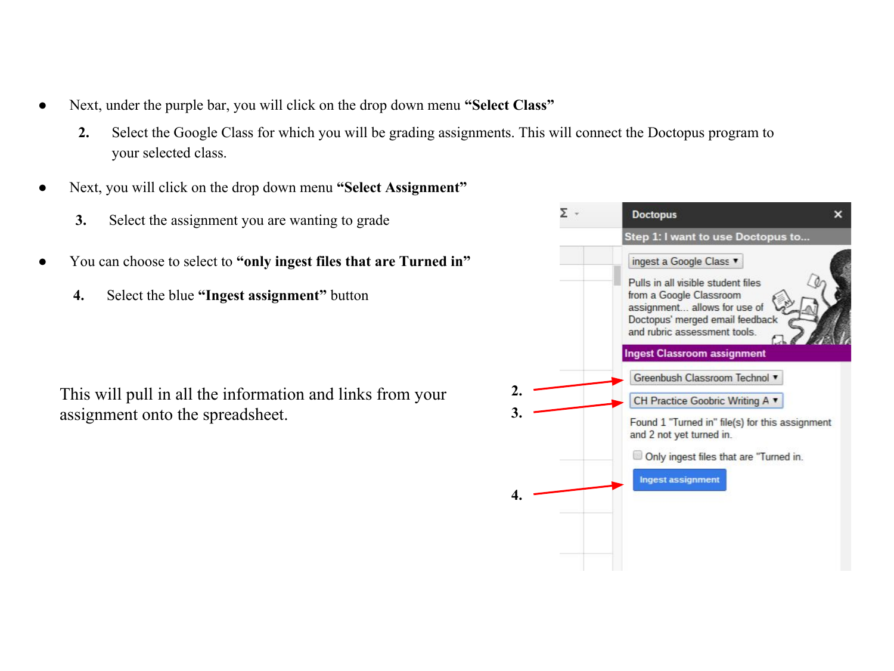- Next, under the purple bar, you will click on the drop down menu **“Select Class”**

    **2.** Select the Google Class for which you will be grading assignments. This will connect the Doctopus program to your selected class.

- Next, you will click on the drop down menu **“Select Assignment”**

    **3.** Select the assignment you are wanting to grade

- You can choose to select to **“only ingest files that are Turned in”**

    **4.** Select the blue **“Ingest assignment”** button

This will pull in all the information and links from your assignment onto the spreadsheet.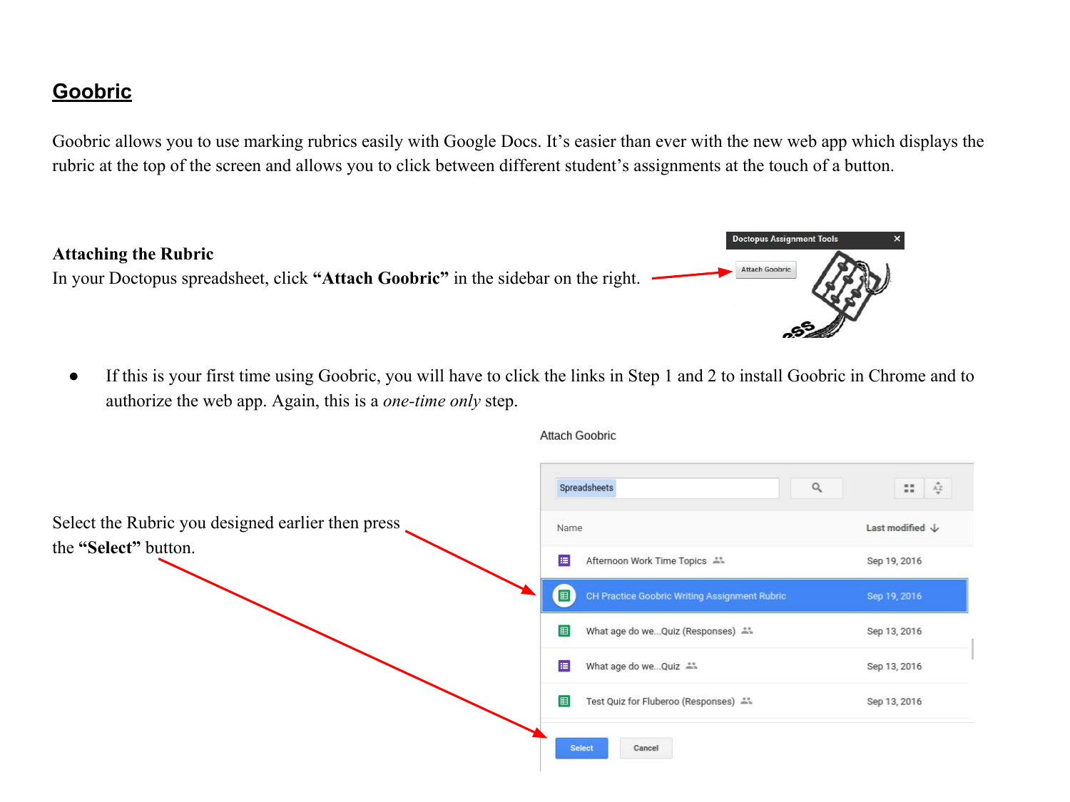## Goobric

Goobric allows you to use marking rubrics easily with Google Docs. It's easier than ever with the new web app which displays the rubric at the top of the screen and allows you to click between different student's assignments at the touch of a button.

**Attaching the Rubric**

In your Doctopus spreadsheet, click **"Attach Goobric"** in the sidebar on the right.

- If this is your first time using Goobric, you will have to click the links in Step 1 and 2 to install Goobric in Chrome and to authorize the web app. Again, this is a *one-time only* step.

Select the Rubric you designed earlier then press the **"Select"** button.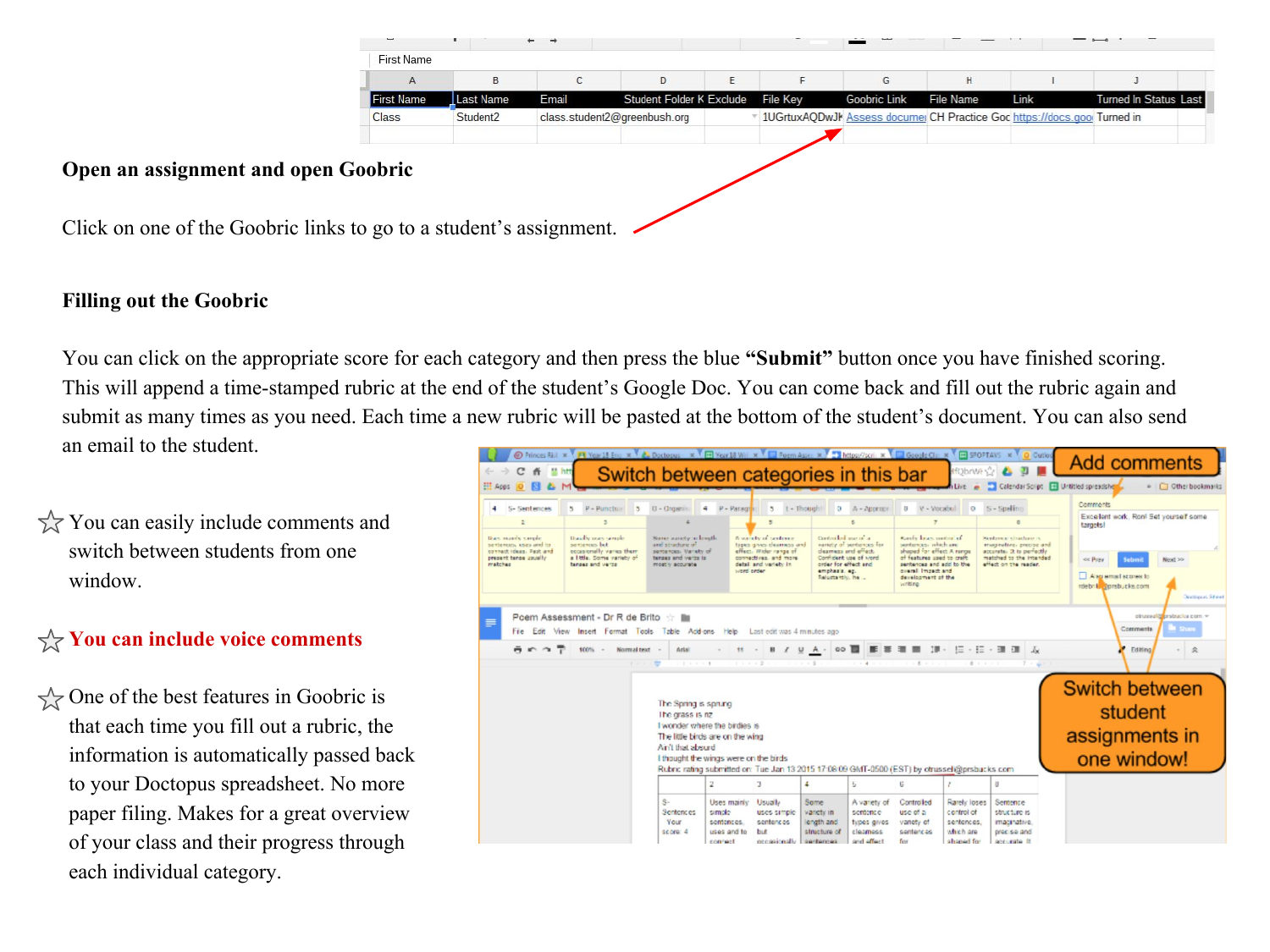## Open an assignment and open Goobric

Click on one of the Goobric links to go to a student's assignment.

## Filling out the Goobric

You can click on the appropriate score for each category and then press the blue **"Submit"** button once you have finished scoring. This will append a time-stamped rubric at the end of the student's Google Doc. You can come back and fill out the rubric again and submit as many times as you need. Each time a new rubric will be pasted at the bottom of the student's document. You can also send an email to the student.

☆ You can easily include comments and switch between students from one window.

☆ **You can include voice comments**

☆ One of the best features in Goobric is that each time you fill out a rubric, the information is automatically passed back to your Doctopus spreadsheet. No more paper filing. Makes for a great overview of your class and their progress through each individual category.